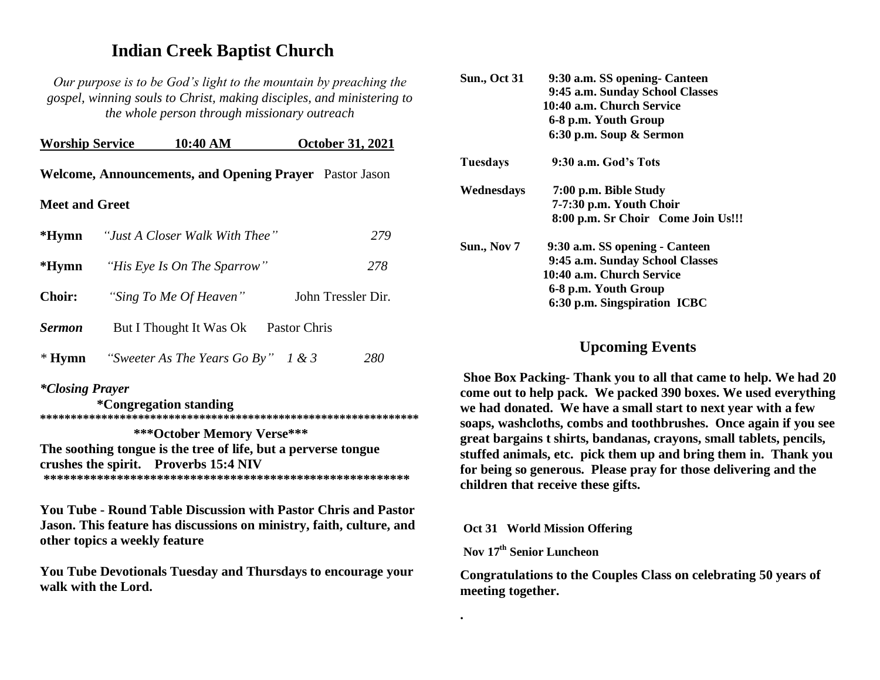# Indian Creek Baptist Church

*Our purpose is to be God's light to the mountain by preaching the gospel, winning souls to Christ, making disciples, and ministering to the whole person through missionary outreach*

**Worship Service 10:40 AM October 31, 2021**

**Welcome, Announcements, and Opening Prayer** Pastor Jason

**Meet and Greet**

**\*Hymn** *"Just A Closer Walk With Thee"* *279*

**\*Hymn** *"His Eye Is On The Sparrow"* *278*

**Choir:** *"Sing To Me Of Heaven"* John Tressler Dir.

***Sermon*** But I Thought It Was Ok Pastor Chris

\* **Hymn** *"Sweeter As The Years Go By" 1 & 3* *280*

***\*Closing Prayer***

**\*Congregation standing**

**\*\*\*\*\*\*\*\*\*\*\*\*\*\*\*\*\*\*\*\*\*\*\*\*\*\*\*\*\*\*\*\*\*\*\*\*\*\*\*\*\*\*\*\*\*\*\*\*\*\*\*\*\*\*\*\*\*\*\*\*\*\*\***

**\*\*\*October Memory Verse\*\*\***

**The soothing tongue is the tree of life, but a perverse tongue crushes the spirit. Proverbs 15:4 NIV**

**\*\*\*\*\*\*\*\*\*\*\*\*\*\*\*\*\*\*\*\*\*\*\*\*\*\*\*\*\*\*\*\*\*\*\*\*\*\*\*\*\*\*\*\*\*\*\*\*\*\*\*\*\*\*\*\*\***

**You Tube - Round Table Discussion with Pastor Chris and Pastor Jason. This feature has discussions on ministry, faith, culture, and other topics a weekly feature**

**You Tube Devotionals Tuesday and Thursdays to encourage your walk with the Lord.**

**Sun., Oct 31**
- **9:30 a.m. SS opening- Canteen**
- **9:45 a.m. Sunday School Classes**
- **10:40 a.m. Church Service**
- **6-8 p.m. Youth Group**
- **6:30 p.m. Soup & Sermon**

**Tuesdays**
- **9:30 a.m. God's Tots**

**Wednesdays**
- **7:00 p.m. Bible Study**
- **7-7:30 p.m. Youth Choir**
- **8:00 p.m. Sr Choir Come Join Us!!!**

**Sun., Nov 7**
- **9:30 a.m. SS opening - Canteen**
- **9:45 a.m. Sunday School Classes**
- **10:40 a.m. Church Service**
- **6-8 p.m. Youth Group**
- **6:30 p.m. Singspiration ICBC**

## Upcoming Events

**Shoe Box Packing- Thank you to all that came to help. We had 20 come out to help pack. We packed 390 boxes. We used everything we had donated. We have a small start to next year with a few soaps, washcloths, combs and toothbrushes. Once again if you see great bargains t shirts, bandanas, crayons, small tablets, pencils, stuffed animals, etc. pick them up and bring them in. Thank you for being so generous. Please pray for those delivering and the children that receive these gifts.**

**Oct 31 World Mission Offering**

**Nov 17th Senior Luncheon**

**Congratulations to the Couples Class on celebrating 50 years of meeting together.**

.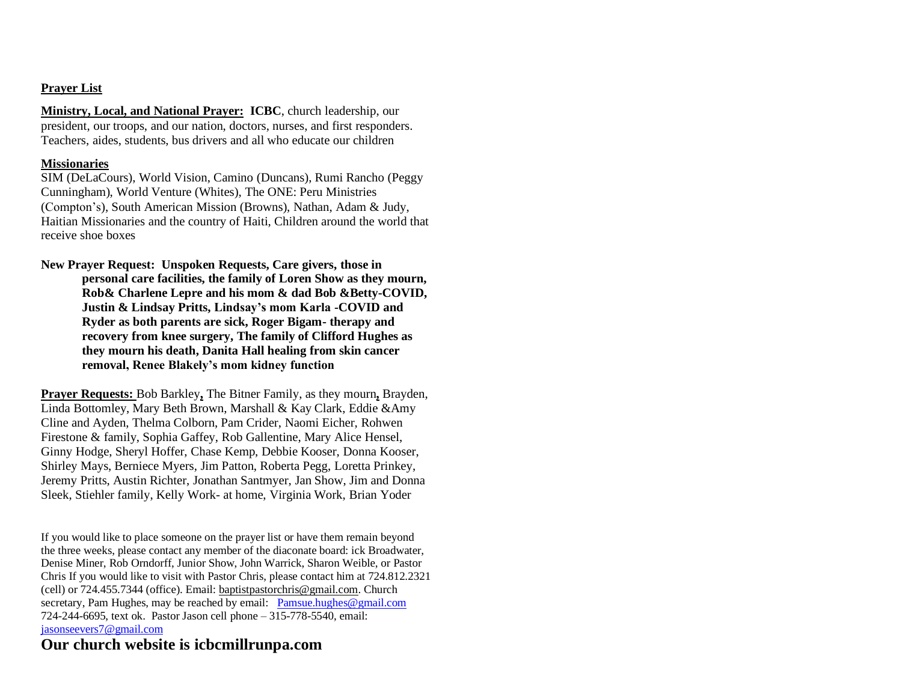**Prayer List**

**Ministry, Local, and National Prayer: ICBC**, church leadership, our president, our troops, and our nation, doctors, nurses, and first responders. Teachers, aides, students, bus drivers and all who educate our children

**Missionaries**

SIM (DeLaCours), World Vision, Camino (Duncans), Rumi Rancho (Peggy Cunningham), World Venture (Whites), The ONE: Peru Ministries (Compton's), South American Mission (Browns), Nathan, Adam & Judy, Haitian Missionaries and the country of Haiti, Children around the world that receive shoe boxes

**New Prayer Request: Unspoken Requests, Care givers, those in personal care facilities, the family of Loren Show as they mourn, Rob& Charlene Lepre and his mom & dad Bob &Betty-COVID, Justin & Lindsay Pritts, Lindsay's mom Karla -COVID and Ryder as both parents are sick, Roger Bigam- therapy and recovery from knee surgery, The family of Clifford Hughes as they mourn his death, Danita Hall healing from skin cancer removal, Renee Blakely's mom kidney function**

**Prayer Requests:** Bob Barkley, The Bitner Family, as they mourn, Brayden, Linda Bottomley, Mary Beth Brown, Marshall & Kay Clark, Eddie &Amy Cline and Ayden, Thelma Colborn, Pam Crider, Naomi Eicher, Rohwen Firestone & family, Sophia Gaffey, Rob Gallentine, Mary Alice Hensel, Ginny Hodge, Sheryl Hoffer, Chase Kemp, Debbie Kooser, Donna Kooser, Shirley Mays, Berniece Myers, Jim Patton, Roberta Pegg, Loretta Prinkey, Jeremy Pritts, Austin Richter, Jonathan Santmyer, Jan Show, Jim and Donna Sleek, Stiehler family, Kelly Work- at home, Virginia Work, Brian Yoder

If you would like to place someone on the prayer list or have them remain beyond the three weeks, please contact any member of the diaconate board: ick Broadwater, Denise Miner, Rob Orndorff, Junior Show, John Warrick, Sharon Weible, or Pastor Chris If you would like to visit with Pastor Chris, please contact him at 724.812.2321 (cell) or 724.455.7344 (office). Email: baptistpastorchris@gmail.com. Church secretary, Pam Hughes, may be reached by email: Pamsue.hughes@gmail.com 724-244-6695, text ok. Pastor Jason cell phone – 315-778-5540, email: jasonseevers7@gmail.com

**Our church website is icbcmillrunpa.com**